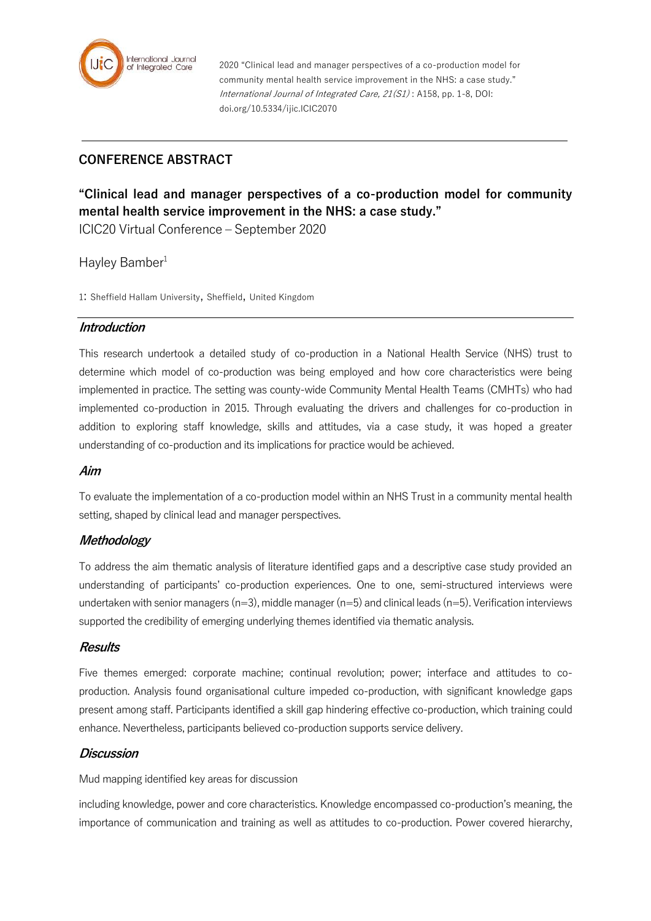2020 "Clinical lead and manager perspectives of a co-production model for community mental health service improvement in the NHS: a case study." *International Journal of Integrated Care, 21(S1)* : A158, pp. 1-8, DOI: doi.org/10.5334/ijic.ICIC2070

## CONFERENCE ABSTRACT

# "Clinical lead and manager perspectives of a co-production model for community mental health service improvement in the NHS: a case study."

ICIC20 Virtual Conference – September 2020

Hayley Bamber[1]

1: Sheffield Hallam University, Sheffield, United Kingdom

### *Introduction*

This research undertook a detailed study of co-production in a National Health Service (NHS) trust to determine which model of co-production was being employed and how core characteristics were being implemented in practice. The setting was county-wide Community Mental Health Teams (CMHTs) who had implemented co-production in 2015. Through evaluating the drivers and challenges for co-production in addition to exploring staff knowledge, skills and attitudes, via a case study, it was hoped a greater understanding of co-production and its implications for practice would be achieved.

### *Aim*

To evaluate the implementation of a co-production model within an NHS Trust in a community mental health setting, shaped by clinical lead and manager perspectives.

### *Methodology*

To address the aim thematic analysis of literature identified gaps and a descriptive case study provided an understanding of participants' co-production experiences. One to one, semi-structured interviews were undertaken with senior managers (n=3), middle manager (n=5) and clinical leads (n=5). Verification interviews supported the credibility of emerging underlying themes identified via thematic analysis.

### *Results*

Five themes emerged: corporate machine; continual revolution; power; interface and attitudes to co-production. Analysis found organisational culture impeded co-production, with significant knowledge gaps present among staff. Participants identified a skill gap hindering effective co-production, which training could enhance. Nevertheless, participants believed co-production supports service delivery.

### *Discussion*

Mud mapping identified key areas for discussion

including knowledge, power and core characteristics. Knowledge encompassed co-production's meaning, the importance of communication and training as well as attitudes to co-production. Power covered hierarchy,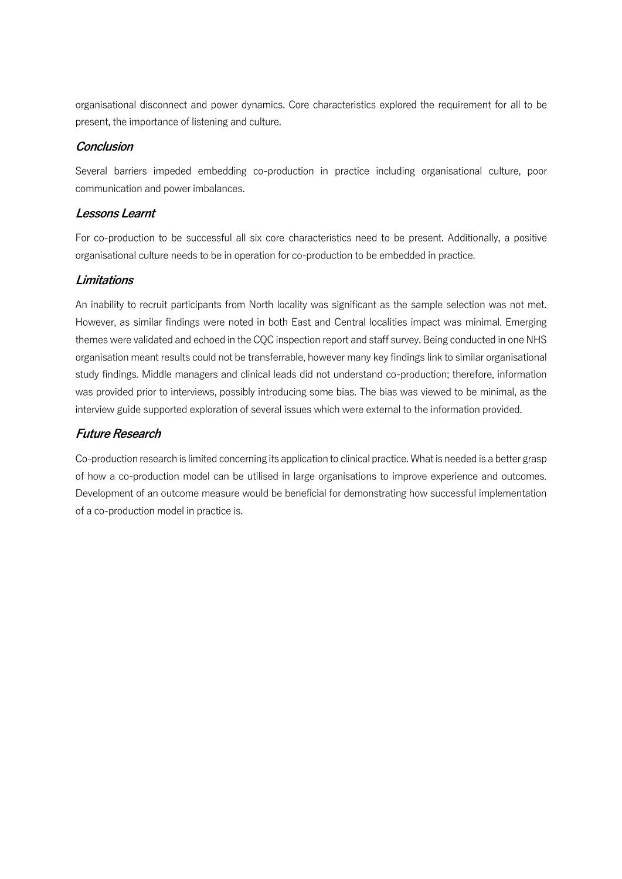organisational disconnect and power dynamics. Core characteristics explored the requirement for all to be present, the importance of listening and culture.

### *Conclusion*

Several barriers impeded embedding co-production in practice including organisational culture, poor communication and power imbalances.

### *Lessons Learnt*

For co-production to be successful all six core characteristics need to be present. Additionally, a positive organisational culture needs to be in operation for co-production to be embedded in practice.

### *Limitations*

An inability to recruit participants from North locality was significant as the sample selection was not met. However, as similar findings were noted in both East and Central localities impact was minimal. Emerging themes were validated and echoed in the CQC inspection report and staff survey. Being conducted in one NHS organisation meant results could not be transferrable, however many key findings link to similar organisational study findings. Middle managers and clinical leads did not understand co-production; therefore, information was provided prior to interviews, possibly introducing some bias. The bias was viewed to be minimal, as the interview guide supported exploration of several issues which were external to the information provided.

### *Future Research*

Co-production research is limited concerning its application to clinical practice. What is needed is a better grasp of how a co-production model can be utilised in large organisations to improve experience and outcomes. Development of an outcome measure would be beneficial for demonstrating how successful implementation of a co-production model in practice is.